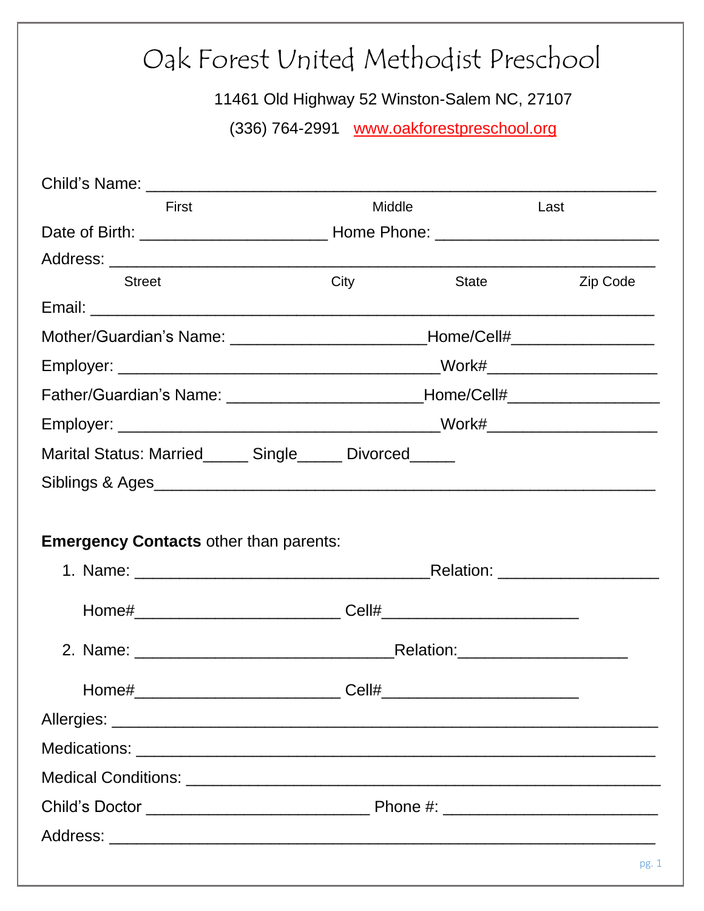# Oak Forest United Methodist Preschool

11461 Old Highway 52 Winston-Salem NC, 27107

(336) 764-2991 www.oakforestpreschool.org

Child's Name: ____________________________________________________________

First Middle Last

Date of Birth: ______________________ Home Phone: ___________________________

Address: __________________________________________________________________

Street City State Zip Code

Email: ____________________________________________________________________

Mother/Guardian's Name: ________________________Home/Cell#_________________

Employer: ________________________________________Work#____________________

Father/Guardian's Name: ________________________Home/Cell#__________________

Employer: ________________________________________Work#____________________

Marital Status: Married_____ Single_____ Divorced_____

Siblings & Ages____________________________________________________________

**Emergency Contacts** other than parents:

1. Name: ____________________________________Relation: ___________________

   Home#_________________________ Cell#________________________

2. Name: ________________________________Relation:____________________

   Home#_________________________ Cell#________________________

Allergies: __________________________________________________________________

Medications: ________________________________________________________________

Medical Conditions: __________________________________________________________

Child's Doctor ___________________________ Phone #: __________________________

Address: __________________________________________________________________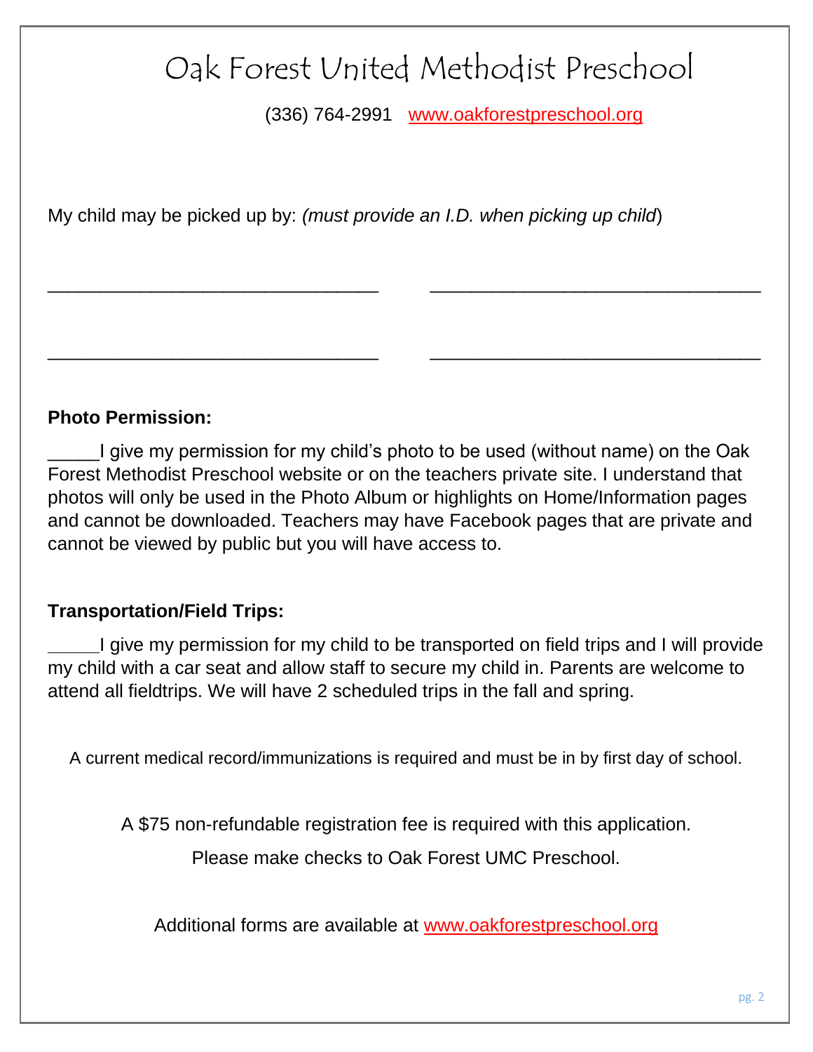# Oak Forest United Methodist Preschool

(336) 764-2991 [www.oakforestpreschool.org](http://www.oakforestpreschool.org)

My child may be picked up by: *(must provide an I.D. when picking up child)*

_______________________________ _______________________________

_______________________________ _______________________________

**Photo Permission:**

_____I give my permission for my child's photo to be used (without name) on the Oak Forest Methodist Preschool website or on the teachers private site. I understand that photos will only be used in the Photo Album or highlights on Home/Information pages and cannot be downloaded. Teachers may have Facebook pages that are private and cannot be viewed by public but you will have access to.

**Transportation/Field Trips:**

_____I give my permission for my child to be transported on field trips and I will provide my child with a car seat and allow staff to secure my child in. Parents are welcome to attend all fieldtrips. We will have 2 scheduled trips in the fall and spring.

A current medical record/immunizations is required and must be in by first day of school.

A $75 non-refundable registration fee is required with this application.

Please make checks to Oak Forest UMC Preschool.

Additional forms are available at [www.oakforestpreschool.org](http://www.oakforestpreschool.org)